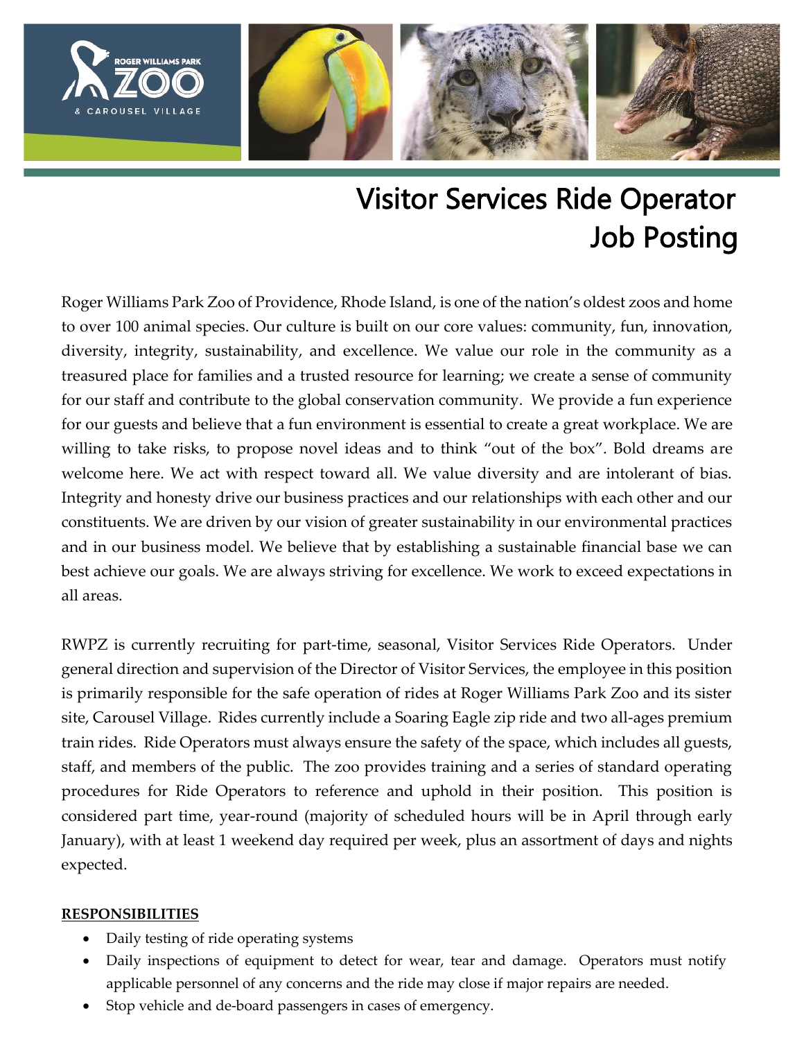# Visitor Services Ride Operator Job Posting

Roger Williams Park Zoo of Providence, Rhode Island, is one of the nation's oldest zoos and home to over 100 animal species. Our culture is built on our core values: community, fun, innovation, diversity, integrity, sustainability, and excellence. We value our role in the community as a treasured place for families and a trusted resource for learning; we create a sense of community for our staff and contribute to the global conservation community. We provide a fun experience for our guests and believe that a fun environment is essential to create a great workplace. We are willing to take risks, to propose novel ideas and to think "out of the box". Bold dreams are welcome here. We act with respect toward all. We value diversity and are intolerant of bias. Integrity and honesty drive our business practices and our relationships with each other and our constituents. We are driven by our vision of greater sustainability in our environmental practices and in our business model. We believe that by establishing a sustainable financial base we can best achieve our goals. We are always striving for excellence. We work to exceed expectations in all areas.

RWPZ is currently recruiting for part-time, seasonal, Visitor Services Ride Operators. Under general direction and supervision of the Director of Visitor Services, the employee in this position is primarily responsible for the safe operation of rides at Roger Williams Park Zoo and its sister site, Carousel Village. Rides currently include a Soaring Eagle zip ride and two all-ages premium train rides. Ride Operators must always ensure the safety of the space, which includes all guests, staff, and members of the public. The zoo provides training and a series of standard operating procedures for Ride Operators to reference and uphold in their position. This position is considered part time, year-round (majority of scheduled hours will be in April through early January), with at least 1 weekend day required per week, plus an assortment of days and nights expected.

**RESPONSIBILITIES**

- Daily testing of ride operating systems
- Daily inspections of equipment to detect for wear, tear and damage. Operators must notify applicable personnel of any concerns and the ride may close if major repairs are needed.
- Stop vehicle and de-board passengers in cases of emergency.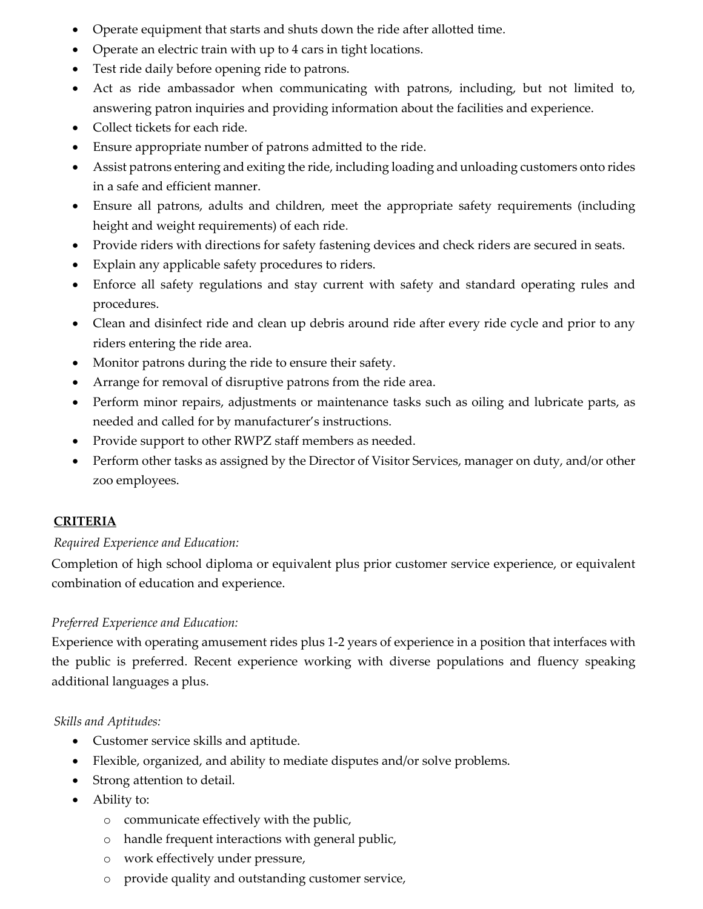- Operate equipment that starts and shuts down the ride after allotted time.
- Operate an electric train with up to 4 cars in tight locations.
- Test ride daily before opening ride to patrons.
- Act as ride ambassador when communicating with patrons, including, but not limited to, answering patron inquiries and providing information about the facilities and experience.
- Collect tickets for each ride.
- Ensure appropriate number of patrons admitted to the ride.
- Assist patrons entering and exiting the ride, including loading and unloading customers onto rides in a safe and efficient manner.
- Ensure all patrons, adults and children, meet the appropriate safety requirements (including height and weight requirements) of each ride.
- Provide riders with directions for safety fastening devices and check riders are secured in seats.
- Explain any applicable safety procedures to riders.
- Enforce all safety regulations and stay current with safety and standard operating rules and procedures.
- Clean and disinfect ride and clean up debris around ride after every ride cycle and prior to any riders entering the ride area.
- Monitor patrons during the ride to ensure their safety.
- Arrange for removal of disruptive patrons from the ride area.
- Perform minor repairs, adjustments or maintenance tasks such as oiling and lubricate parts, as needed and called for by manufacturer's instructions.
- Provide support to other RWPZ staff members as needed.
- Perform other tasks as assigned by the Director of Visitor Services, manager on duty, and/or other zoo employees.

## CRITERIA

*Required Experience and Education:*

Completion of high school diploma or equivalent plus prior customer service experience, or equivalent combination of education and experience.

*Preferred Experience and Education:*

Experience with operating amusement rides plus 1-2 years of experience in a position that interfaces with the public is preferred. Recent experience working with diverse populations and fluency speaking additional languages a plus.

*Skills and Aptitudes:*

- Customer service skills and aptitude.
- Flexible, organized, and ability to mediate disputes and/or solve problems.
- Strong attention to detail.
- Ability to:
    - communicate effectively with the public,
    - handle frequent interactions with general public,
    - work effectively under pressure,
    - provide quality and outstanding customer service,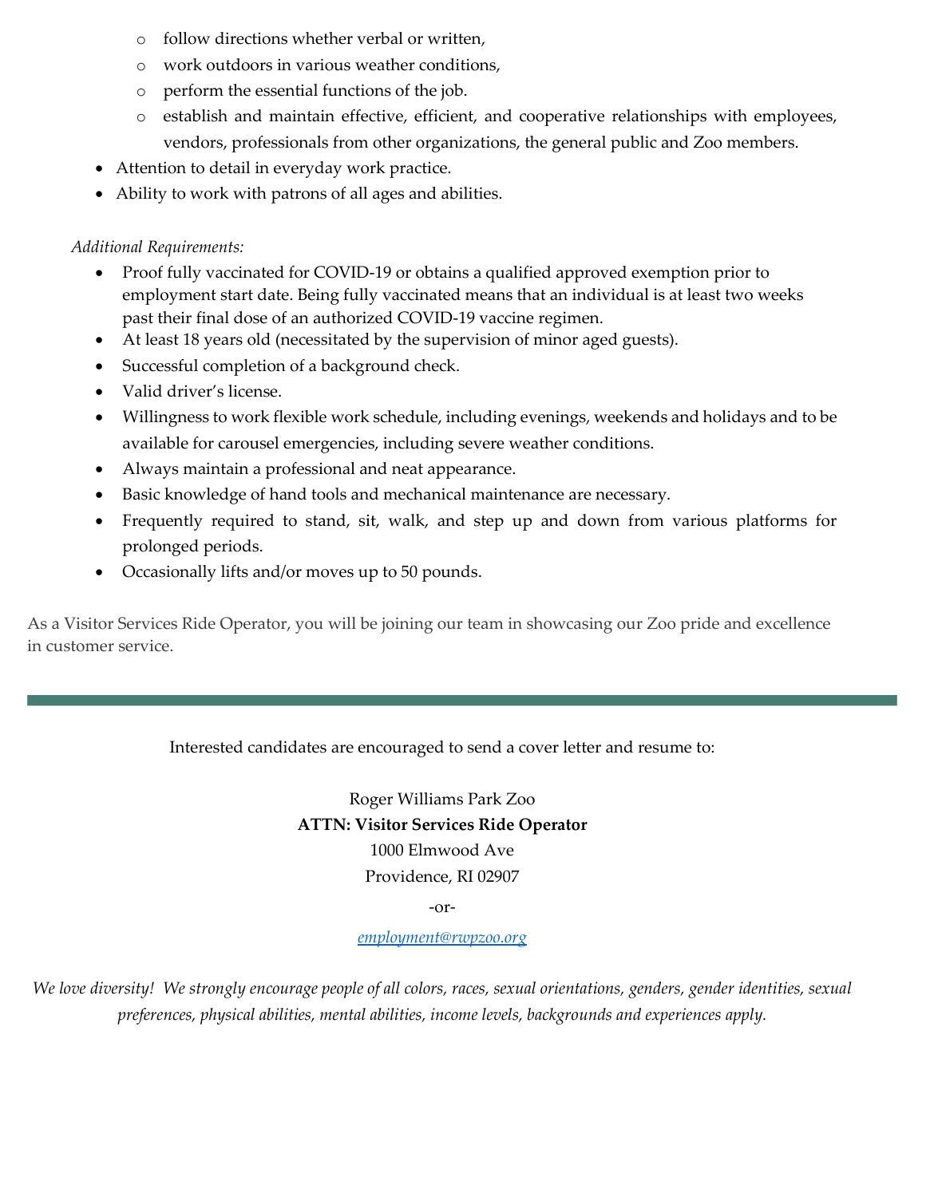- follow directions whether verbal or written,
  - work outdoors in various weather conditions,
  - perform the essential functions of the job.
  - establish and maintain effective, efficient, and cooperative relationships with employees, vendors, professionals from other organizations, the general public and Zoo members.
- Attention to detail in everyday work practice.
- Ability to work with patrons of all ages and abilities.

*Additional Requirements:*

- Proof fully vaccinated for COVID-19 or obtains a qualified approved exemption prior to employment start date. Being fully vaccinated means that an individual is at least two weeks past their final dose of an authorized COVID-19 vaccine regimen.
- At least 18 years old (necessitated by the supervision of minor aged guests).
- Successful completion of a background check.
- Valid driver's license.
- Willingness to work flexible work schedule, including evenings, weekends and holidays and to be available for carousel emergencies, including severe weather conditions.
- Always maintain a professional and neat appearance.
- Basic knowledge of hand tools and mechanical maintenance are necessary.
- Frequently required to stand, sit, walk, and step up and down from various platforms for prolonged periods.
- Occasionally lifts and/or moves up to 50 pounds.

As a Visitor Services Ride Operator, you will be joining our team in showcasing our Zoo pride and excellence in customer service.

---

Interested candidates are encouraged to send a cover letter and resume to:

Roger Williams Park Zoo
**ATTN: Visitor Services Ride Operator**
1000 Elmwood Ave
Providence, RI 02907

-or-

[employment@rwpzoo.org](mailto:employment@rwpzoo.org)

*We love diversity! We strongly encourage people of all colors, races, sexual orientations, genders, gender identities, sexual preferences, physical abilities, mental abilities, income levels, backgrounds and experiences apply.*